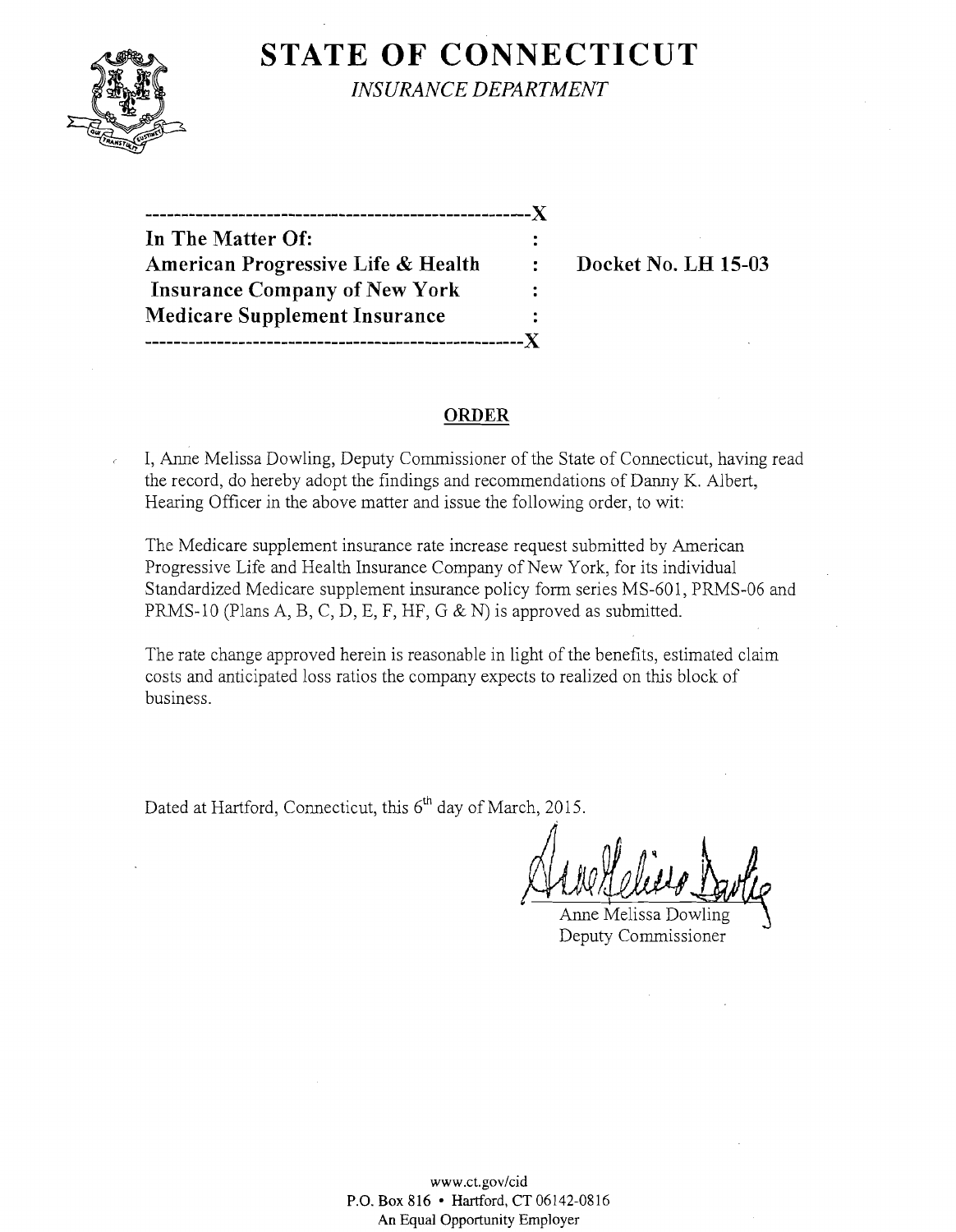# STATE OF CONNECTICUT

*INSURANCE DEPARTMENT*

---

**In The Matter Of:**
**American Progressive Life & Health Insurance Company of New York Medicare Supplement Insurance**

**Docket No. LH 15-03**

---

## ORDER

I, Anne Melissa Dowling, Deputy Commissioner of the State of Connecticut, having read the record, do hereby adopt the findings and recommendations of Danny K. Albert, Hearing Officer in the above matter and issue the following order, to wit:

The Medicare supplement insurance rate increase request submitted by American Progressive Life and Health Insurance Company of New York, for its individual Standardized Medicare supplement insurance policy form series MS-601, PRMS-06 and PRMS-10 (Plans A, B, C, D, E, F, HF, G & N) is approved as submitted.

The rate change approved herein is reasonable in light of the benefits, estimated claim costs and anticipated loss ratios the company expects to realized on this block of business.

Dated at Hartford, Connecticut, this 6th day of March, 2015.

Anne Melissa Dowling
Deputy Commissioner

www.ct.gov/cid
P.O. Box 816 • Hartford, CT 06142-0816
An Equal Opportunity Employer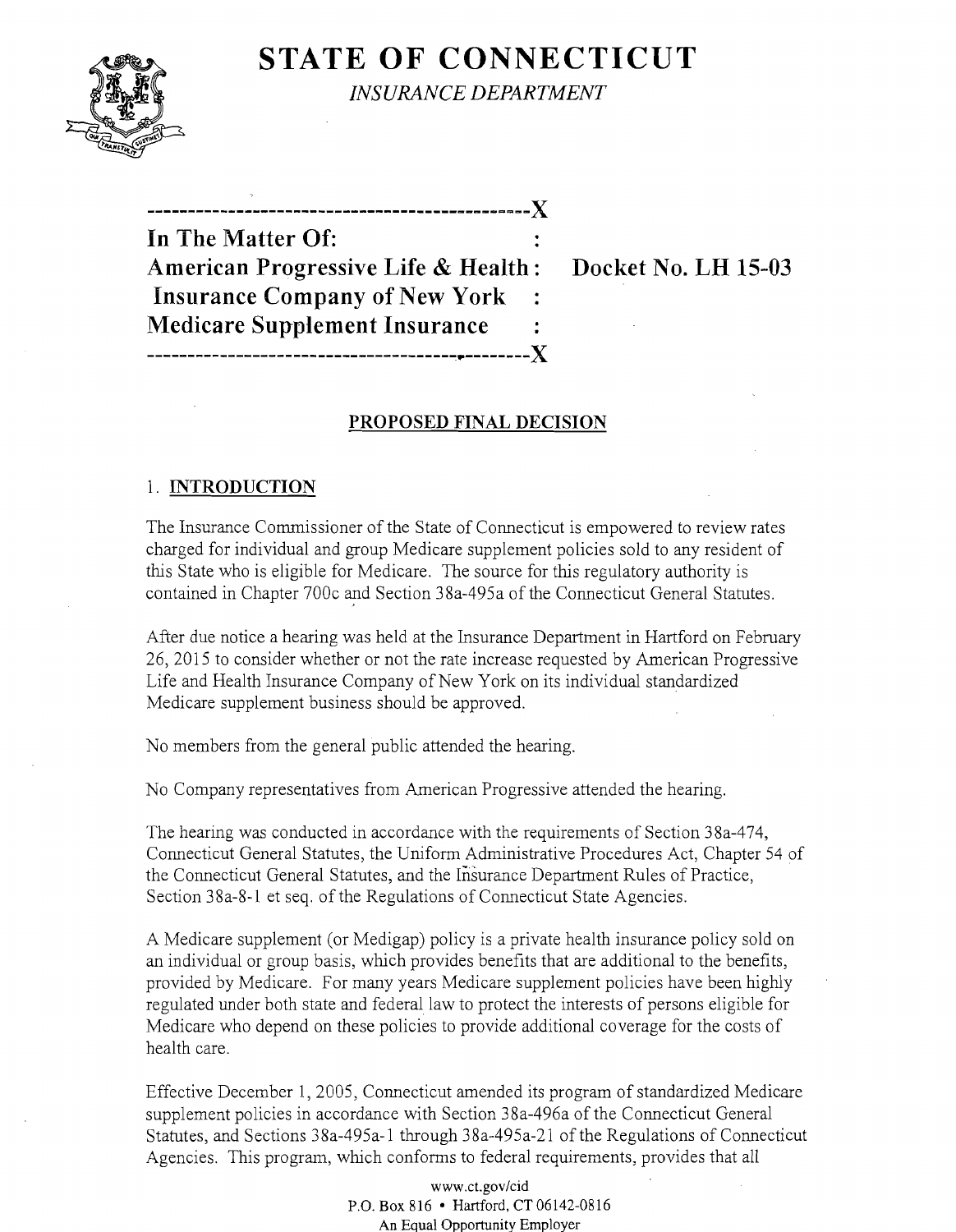# STATE OF CONNECTICUT

*INSURANCE DEPARTMENT*

---

**In The Matter Of:**
**American Progressive Life & Health Insurance Company of New York Medicare Supplement Insurance**

**Docket No. LH 15-03**

---

## PROPOSED FINAL DECISION

### 1. INTRODUCTION

The Insurance Commissioner of the State of Connecticut is empowered to review rates charged for individual and group Medicare supplement policies sold to any resident of this State who is eligible for Medicare. The source for this regulatory authority is contained in Chapter 700c and Section 38a-495a of the Connecticut General Statutes.

After due notice a hearing was held at the Insurance Department in Hartford on February 26, 2015 to consider whether or not the rate increase requested by American Progressive Life and Health Insurance Company of New York on its individual standardized Medicare supplement business should be approved.

No members from the general public attended the hearing.

No Company representatives from American Progressive attended the hearing.

The hearing was conducted in accordance with the requirements of Section 38a-474, Connecticut General Statutes, the Uniform Administrative Procedures Act, Chapter 54 of the Connecticut General Statutes, and the Insurance Department Rules of Practice, Section 38a-8-1 et seq. of the Regulations of Connecticut State Agencies.

A Medicare supplement (or Medigap) policy is a private health insurance policy sold on an individual or group basis, which provides benefits that are additional to the benefits, provided by Medicare. For many years Medicare supplement policies have been highly regulated under both state and federal law to protect the interests of persons eligible for Medicare who depend on these policies to provide additional coverage for the costs of health care.

Effective December 1, 2005, Connecticut amended its program of standardized Medicare supplement policies in accordance with Section 38a-496a of the Connecticut General Statutes, and Sections 38a-495a-1 through 38a-495a-21 of the Regulations of Connecticut Agencies. This program, which conforms to federal requirements, provides that all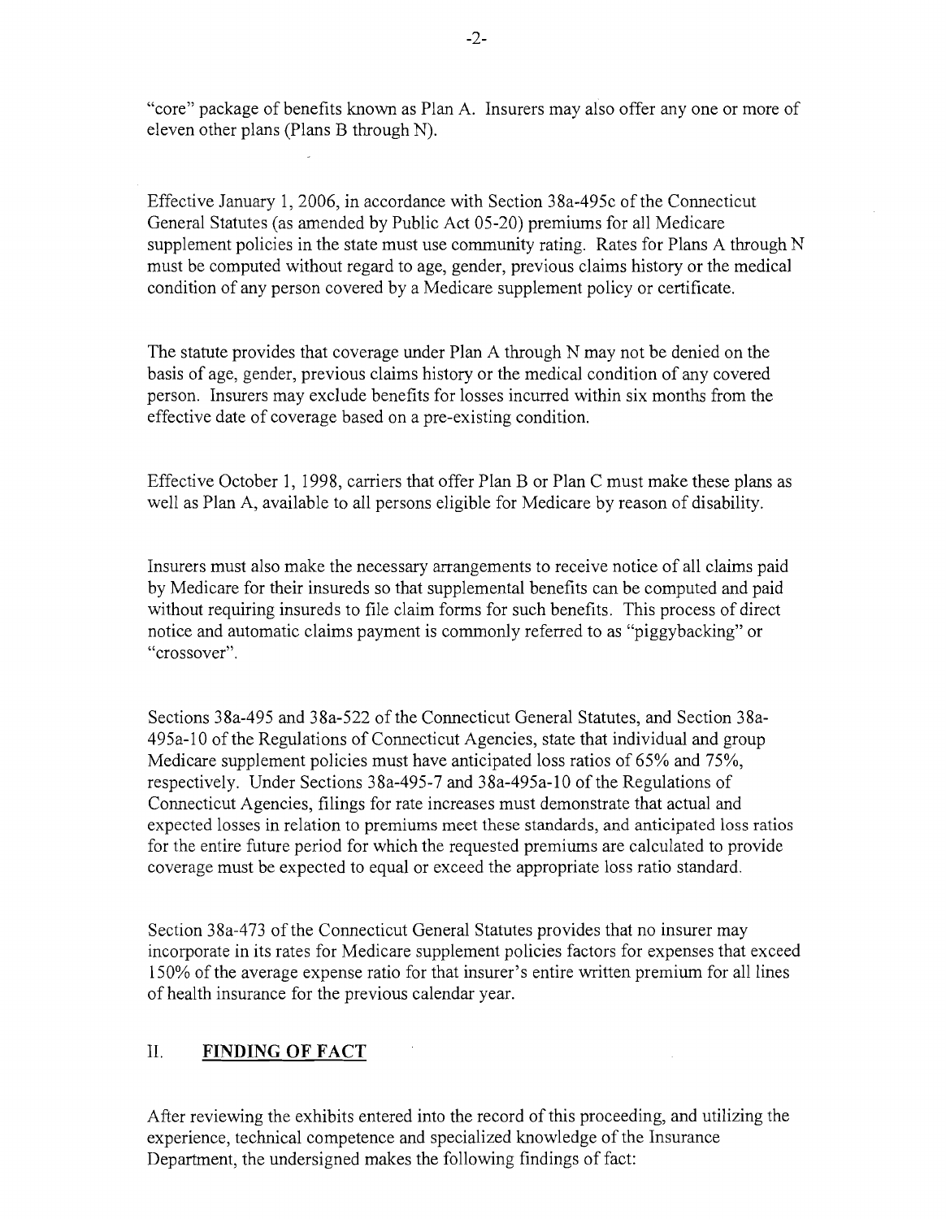"core" package of benefits known as Plan A. Insurers may also offer any one or more of eleven other plans (Plans B through N).

Effective January 1, 2006, in accordance with Section 38a-495c of the Connecticut General Statutes (as amended by Public Act 05-20) premiums for all Medicare supplement policies in the state must use community rating. Rates for Plans A through N must be computed without regard to age, gender, previous claims history or the medical condition of any person covered by a Medicare supplement policy or certificate.

The statute provides that coverage under Plan A through N may not be denied on the basis of age, gender, previous claims history or the medical condition of any covered person. Insurers may exclude benefits for losses incurred within six months from the effective date of coverage based on a pre-existing condition.

Effective October 1, 1998, carriers that offer Plan B or Plan C must make these plans as well as Plan A, available to all persons eligible for Medicare by reason of disability.

Insurers must also make the necessary arrangements to receive notice of all claims paid by Medicare for their insureds so that supplemental benefits can be computed and paid without requiring insureds to file claim forms for such benefits. This process of direct notice and automatic claims payment is commonly referred to as "piggybacking" or "crossover".

Sections 38a-495 and 38a-522 of the Connecticut General Statutes, and Section 38a-495a-10 of the Regulations of Connecticut Agencies, state that individual and group Medicare supplement policies must have anticipated loss ratios of 65% and 75%, respectively. Under Sections 38a-495-7 and 38a-495a-10 of the Regulations of Connecticut Agencies, filings for rate increases must demonstrate that actual and expected losses in relation to premiums meet these standards, and anticipated loss ratios for the entire future period for which the requested premiums are calculated to provide coverage must be expected to equal or exceed the appropriate loss ratio standard.

Section 38a-473 of the Connecticut General Statutes provides that no insurer may incorporate in its rates for Medicare supplement policies factors for expenses that exceed 150% of the average expense ratio for that insurer's entire written premium for all lines of health insurance for the previous calendar year.

## II. FINDING OF FACT

After reviewing the exhibits entered into the record of this proceeding, and utilizing the experience, technical competence and specialized knowledge of the Insurance Department, the undersigned makes the following findings of fact: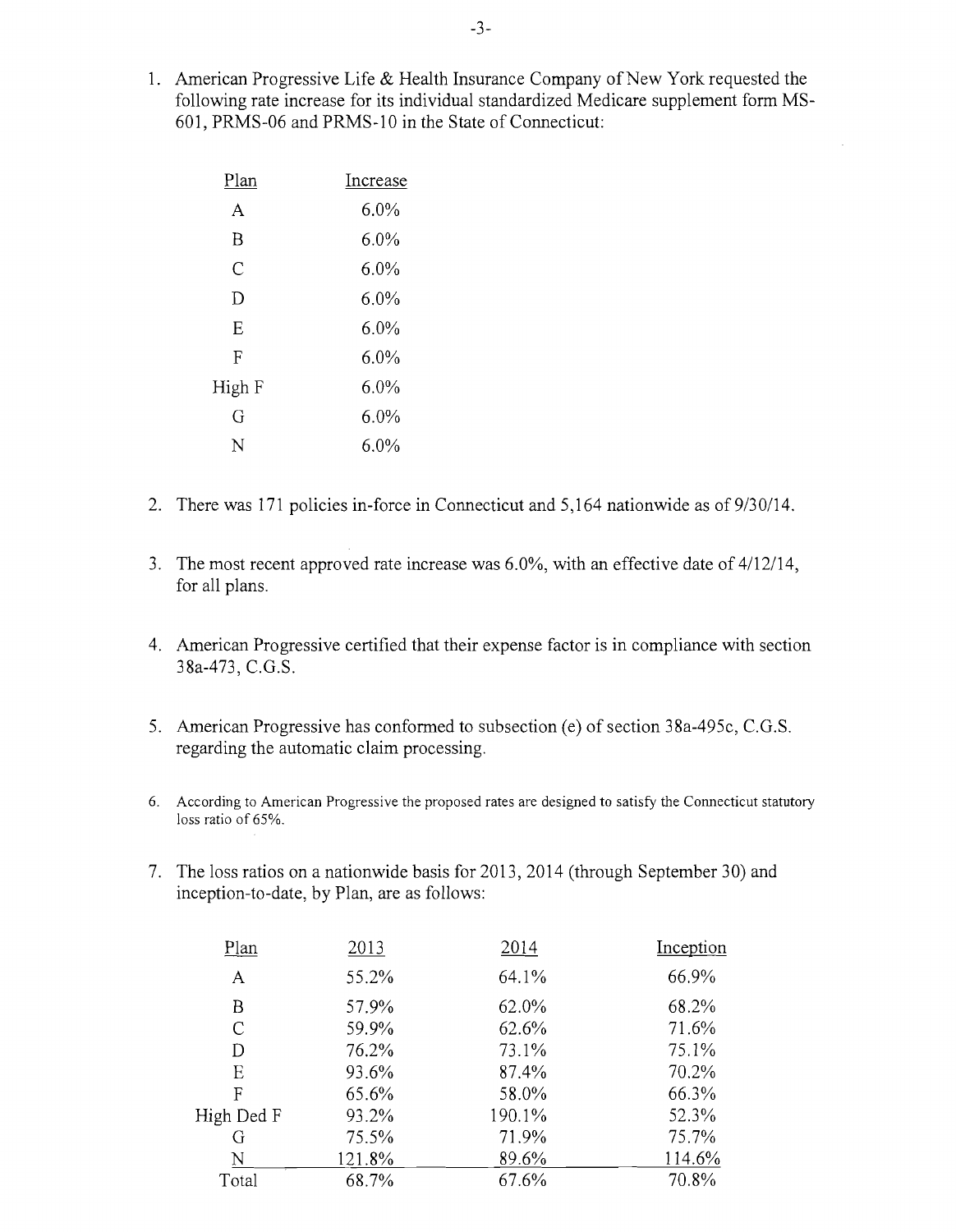1. American Progressive Life & Health Insurance Company of New York requested the following rate increase for its individual standardized Medicare supplement form MS-601, PRMS-06 and PRMS-10 in the State of Connecticut:

| Plan | Increase |
|---|---|
| A | 6.0% |
| B | 6.0% |
| C | 6.0% |
| D | 6.0% |
| E | 6.0% |
| F | 6.0% |
| High F | 6.0% |
| G | 6.0% |
| N | 6.0% |

2. There was 171 policies in-force in Connecticut and 5,164 nationwide as of 9/30/14.

3. The most recent approved rate increase was 6.0%, with an effective date of 4/12/14, for all plans.

4. American Progressive certified that their expense factor is in compliance with section 38a-473, C.G.S.

5. American Progressive has conformed to subsection (e) of section 38a-495c, C.G.S. regarding the automatic claim processing.

6. According to American Progressive the proposed rates are designed to satisfy the Connecticut statutory loss ratio of 65%.

7. The loss ratios on a nationwide basis for 2013, 2014 (through September 30) and inception-to-date, by Plan, are as follows:

| Plan | 2013 | 2014 | Inception |
|---|---|---|---|
| A | 55.2% | 64.1% | 66.9% |
| B | 57.9% | 62.0% | 68.2% |
| C | 59.9% | 62.6% | 71.6% |
| D | 76.2% | 73.1% | 75.1% |
| E | 93.6% | 87.4% | 70.2% |
| F | 65.6% | 58.0% | 66.3% |
| High Ded F | 93.2% | 190.1% | 52.3% |
| G | 75.5% | 71.9% | 75.7% |
| N | 121.8% | 89.6% | 114.6% |
| Total | 68.7% | 67.6% | 70.8% |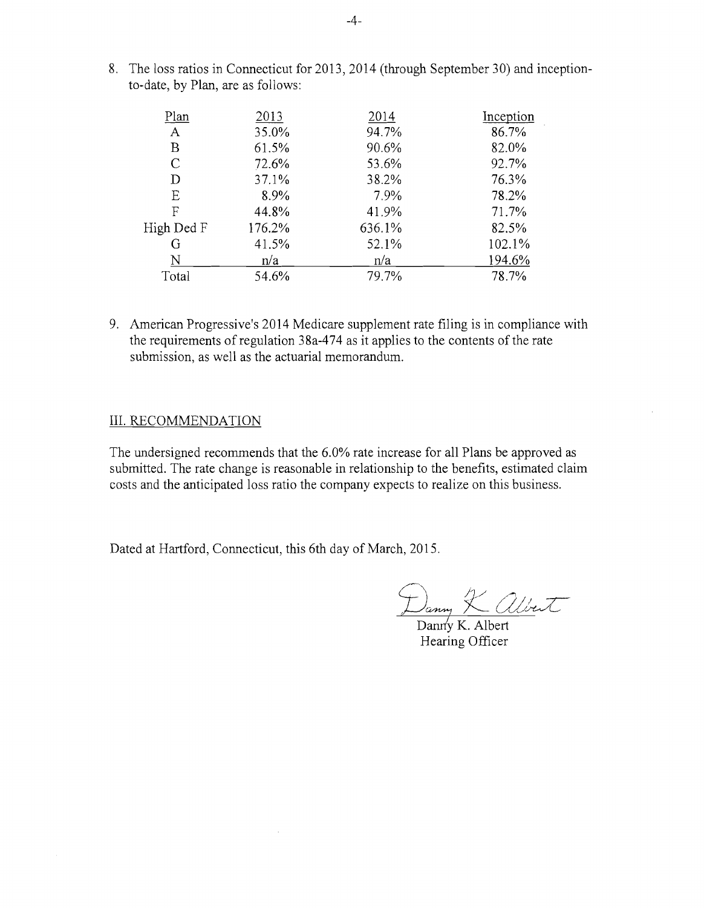8. The loss ratios in Connecticut for 2013, 2014 (through September 30) and inception-to-date, by Plan, are as follows:

| Plan | 2013 | 2014 | Inception |
|---|---|---|---|
| A | 35.0% | 94.7% | 86.7% |
| B | 61.5% | 90.6% | 82.0% |
| C | 72.6% | 53.6% | 92.7% |
| D | 37.1% | 38.2% | 76.3% |
| E | 8.9% | 7.9% | 78.2% |
| F | 44.8% | 41.9% | 71.7% |
| High Ded F | 176.2% | 636.1% | 82.5% |
| G | 41.5% | 52.1% | 102.1% |
| N | n/a | n/a | 194.6% |
| Total | 54.6% | 79.7% | 78.7% |

9. American Progressive's 2014 Medicare supplement rate filing is in compliance with the requirements of regulation 38a-474 as it applies to the contents of the rate submission, as well as the actuarial memorandum.

## III. RECOMMENDATION

The undersigned recommends that the 6.0% rate increase for all Plans be approved as submitted. The rate change is reasonable in relationship to the benefits, estimated claim costs and the anticipated loss ratio the company expects to realize on this business.

Dated at Hartford, Connecticut, this 6th day of March, 2015.

Danny K. Albert
Hearing Officer